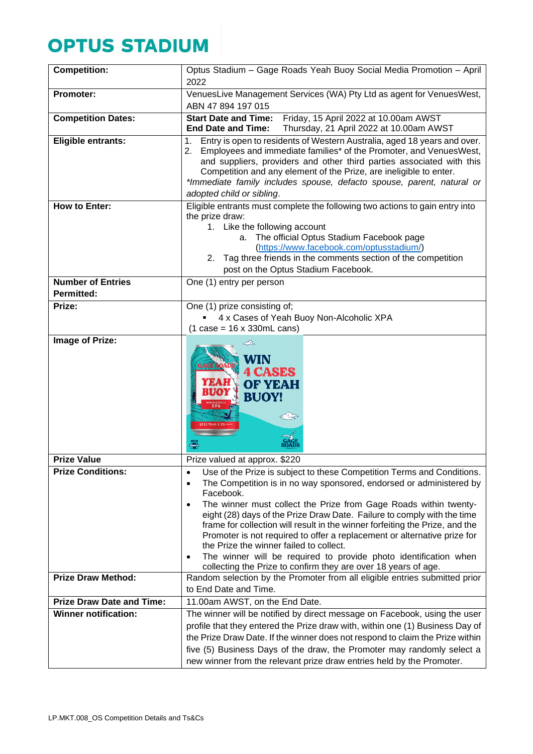# OPTUS STADIUM

| Competition: | Optus Stadium – Gage Roads Yeah Buoy Social Media Promotion – April 2022 |
|---|---|
| **Promoter:** | VenuesLive Management Services (WA) Pty Ltd as agent for VenuesWest, ABN 47 894 197 015 |
| **Competition Dates:** | **Start Date and Time:** Friday, 15 April 2022 at 10.00am AWST<br>**End Date and Time:** Thursday, 21 April 2022 at 10.00am AWST |
| **Eligible entrants:** | 1. Entry is open to residents of Western Australia, aged 18 years and over.<br>2. Employees and immediate families* of the Promoter, and VenuesWest, and suppliers, providers and other third parties associated with this Competition and any element of the Prize, are ineligible to enter.<br>*\*Immediate family includes spouse, defacto spouse, parent, natural or adopted child or sibling.* |
| **How to Enter:** | Eligible entrants must complete the following two actions to gain entry into the prize draw:<br>1. Like the following account<br>a. The official Optus Stadium Facebook page (https://www.facebook.com/optusstadium/)<br>2. Tag three friends in the comments section of the competition post on the Optus Stadium Facebook. |
| **Number of Entries Permitted:** | One (1) entry per person |
| **Prize:** | One (1) prize consisting of;<br>▪ 4 x Cases of Yeah Buoy Non-Alcoholic XPA<br>(1 case = 16 x 330mL cans) |
| **Image of Prize:** | WIN 4 CASES OF YEAH BUOY! |
| **Prize Value** | Prize valued at approx. $220 |
| **Prize Conditions:** | • Use of the Prize is subject to these Competition Terms and Conditions.<br>• The Competition is in no way sponsored, endorsed or administered by Facebook.<br>• The winner must collect the Prize from Gage Roads within twenty-eight (28) days of the Prize Draw Date. Failure to comply with the time frame for collection will result in the winner forfeiting the Prize, and the Promoter is not required to offer a replacement or alternative prize for the Prize the winner failed to collect.<br>• The winner will be required to provide photo identification when collecting the Prize to confirm they are over 18 years of age. |
| **Prize Draw Method:** | Random selection by the Promoter from all eligible entries submitted prior to End Date and Time. |
| **Prize Draw Date and Time:** | 11.00am AWST, on the End Date. |
| **Winner notification:** | The winner will be notified by direct message on Facebook, using the user profile that they entered the Prize draw with, within one (1) Business Day of the Prize Draw Date. If the winner does not respond to claim the Prize within five (5) Business Days of the draw, the Promoter may randomly select a new winner from the relevant prize draw entries held by the Promoter. |

LP.MKT.008_OS Competition Details and Ts&Cs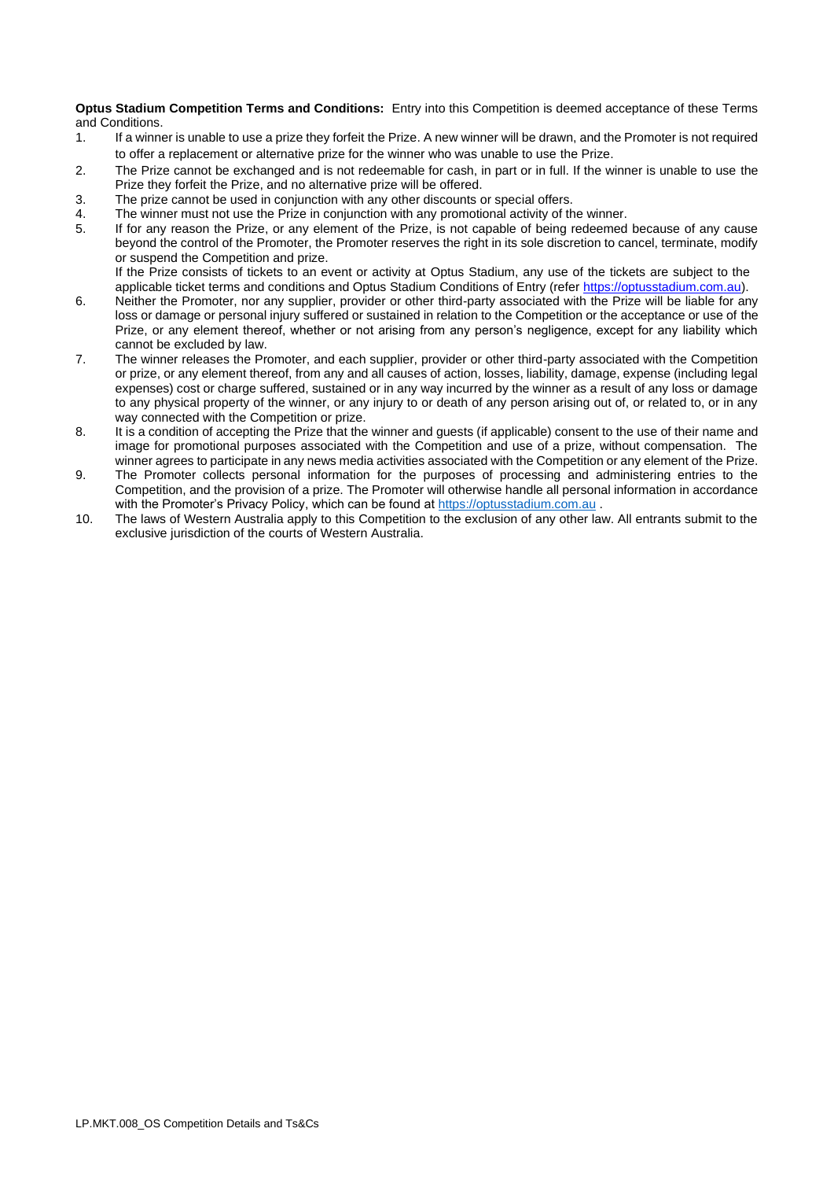**Optus Stadium Competition Terms and Conditions:** Entry into this Competition is deemed acceptance of these Terms and Conditions.

1. If a winner is unable to use a prize they forfeit the Prize. A new winner will be drawn, and the Promoter is not required to offer a replacement or alternative prize for the winner who was unable to use the Prize.
2. The Prize cannot be exchanged and is not redeemable for cash, in part or in full. If the winner is unable to use the Prize they forfeit the Prize, and no alternative prize will be offered.
3. The prize cannot be used in conjunction with any other discounts or special offers.
4. The winner must not use the Prize in conjunction with any promotional activity of the winner.
5. If for any reason the Prize, or any element of the Prize, is not capable of being redeemed because of any cause beyond the control of the Promoter, the Promoter reserves the right in its sole discretion to cancel, terminate, modify or suspend the Competition and prize.

   If the Prize consists of tickets to an event or activity at Optus Stadium, any use of the tickets are subject to the applicable ticket terms and conditions and Optus Stadium Conditions of Entry (refer https://optusstadium.com.au).
6. Neither the Promoter, nor any supplier, provider or other third-party associated with the Prize will be liable for any loss or damage or personal injury suffered or sustained in relation to the Competition or the acceptance or use of the Prize, or any element thereof, whether or not arising from any person's negligence, except for any liability which cannot be excluded by law.
7. The winner releases the Promoter, and each supplier, provider or other third-party associated with the Competition or prize, or any element thereof, from any and all causes of action, losses, liability, damage, expense (including legal expenses) cost or charge suffered, sustained or in any way incurred by the winner as a result of any loss or damage to any physical property of the winner, or any injury to or death of any person arising out of, or related to, or in any way connected with the Competition or prize.
8. It is a condition of accepting the Prize that the winner and guests (if applicable) consent to the use of their name and image for promotional purposes associated with the Competition and use of a prize, without compensation. The winner agrees to participate in any news media activities associated with the Competition or any element of the Prize.
9. The Promoter collects personal information for the purposes of processing and administering entries to the Competition, and the provision of a prize. The Promoter will otherwise handle all personal information in accordance with the Promoter's Privacy Policy, which can be found at https://optusstadium.com.au .
10. The laws of Western Australia apply to this Competition to the exclusion of any other law. All entrants submit to the exclusive jurisdiction of the courts of Western Australia.